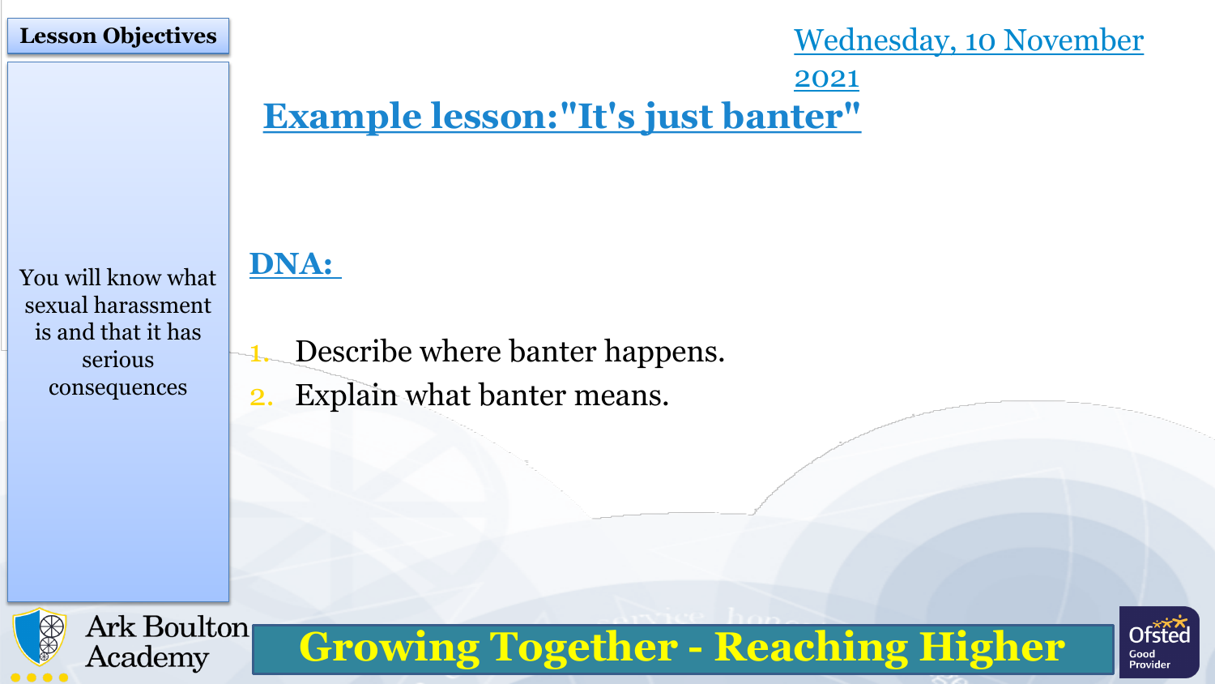**Lesson Objectives**

You will know what sexual harassment is and that it has serious consequences

Wednesday, 10 November 2021

# Example lesson:"It's just banter"

## DNA:

1. Describe where banter happens.
2. Explain what banter means.

Ark Boulton Academy

**Growing Together - Reaching Higher**

Ofsted Good Provider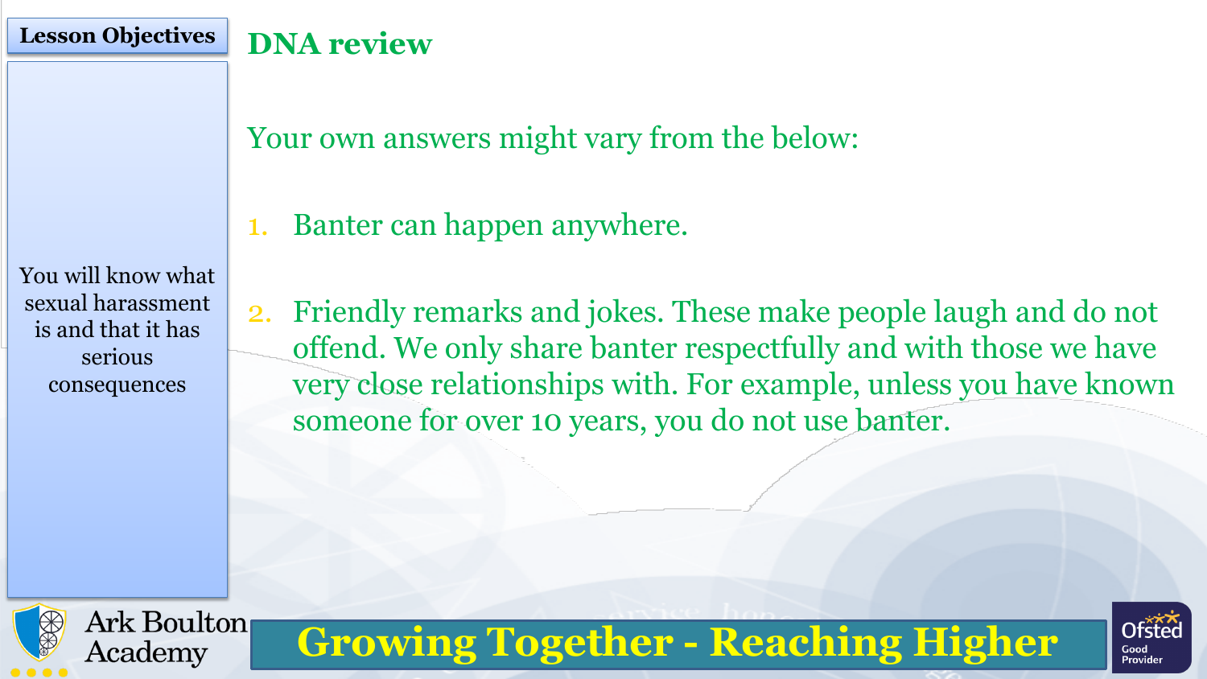**Lesson Objectives**

You will know what sexual harassment is and that it has serious consequences

## DNA review

Your own answers might vary from the below:

1. Banter can happen anywhere.

2. Friendly remarks and jokes. These make people laugh and do not offend. We only share banter respectfully and with those we have very close relationships with. For example, unless you have known someone for over 10 years, you do not use banter.

Ark Boulton Academy

**Growing Together - Reaching Higher**

Ofsted Good Provider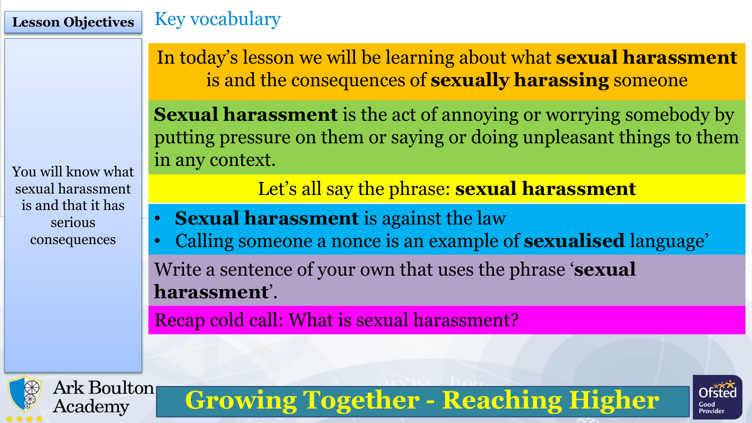## Lesson Objectives

You will know what sexual harassment is and that it has serious consequences

## Key vocabulary

In today's lesson we will be learning about what **sexual harassment** is and the consequences of **sexually harassing** someone

**Sexual harassment** is the act of annoying or worrying somebody by putting pressure on them or saying or doing unpleasant things to them in any context.

Let's all say the phrase: **sexual harassment**

- **Sexual harassment** is against the law
- Calling someone a nonce is an example of **sexualised** language'

Write a sentence of your own that uses the phrase '**sexual harassment**'.

Recap cold call: What is sexual harassment?

Ark Boulton Academy

**Growing Together - Reaching Higher**

Ofsted Good Provider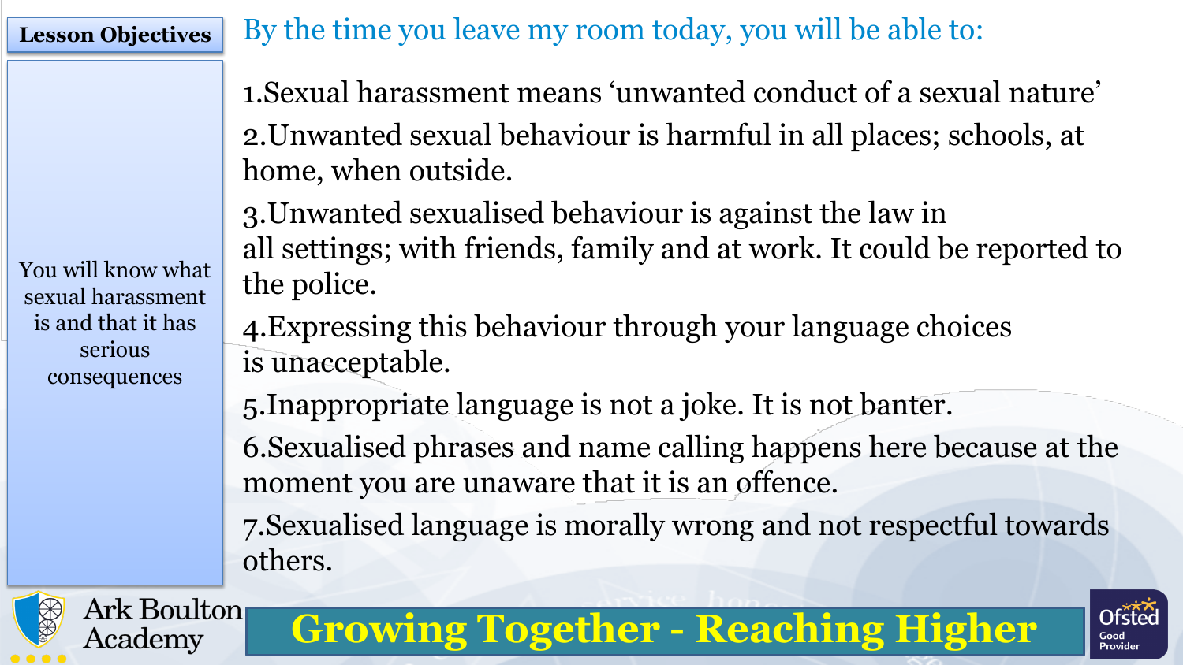**Lesson Objectives**

You will know what sexual harassment is and that it has serious consequences

By the time you leave my room today, you will be able to:

1. Sexual harassment means ‘unwanted conduct of a sexual nature’
2. Unwanted sexual behaviour is harmful in all places; schools, at home, when outside.
3. Unwanted sexualised behaviour is against the law in all settings; with friends, family and at work. It could be reported to the police.
4. Expressing this behaviour through your language choices is unacceptable.
5. Inappropriate language is not a joke. It is not banter.
6. Sexualised phrases and name calling happens here because at the moment you are unaware that it is an offence.
7. Sexualised language is morally wrong and not respectful towards others.

Ark Boulton Academy

**Growing Together - Reaching Higher**

Ofsted Good Provider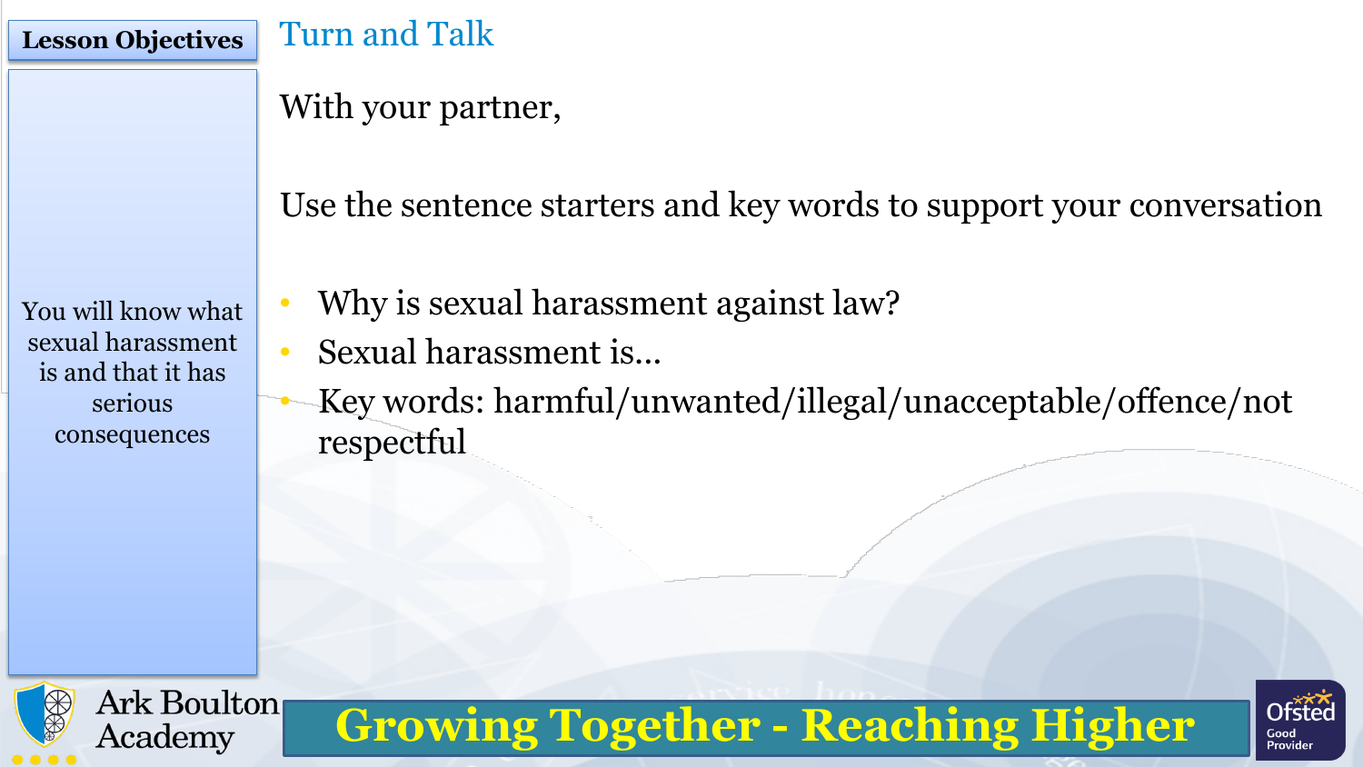## Lesson Objectives

You will know what sexual harassment is and that it has serious consequences

# Turn and Talk

With your partner,

Use the sentence starters and key words to support your conversation

- Why is sexual harassment against law?
- Sexual harassment is…
- Key words: harmful/unwanted/illegal/unacceptable/offence/not respectful

Ark Boulton Academy

**Growing Together - Reaching Higher**

Ofsted Good Provider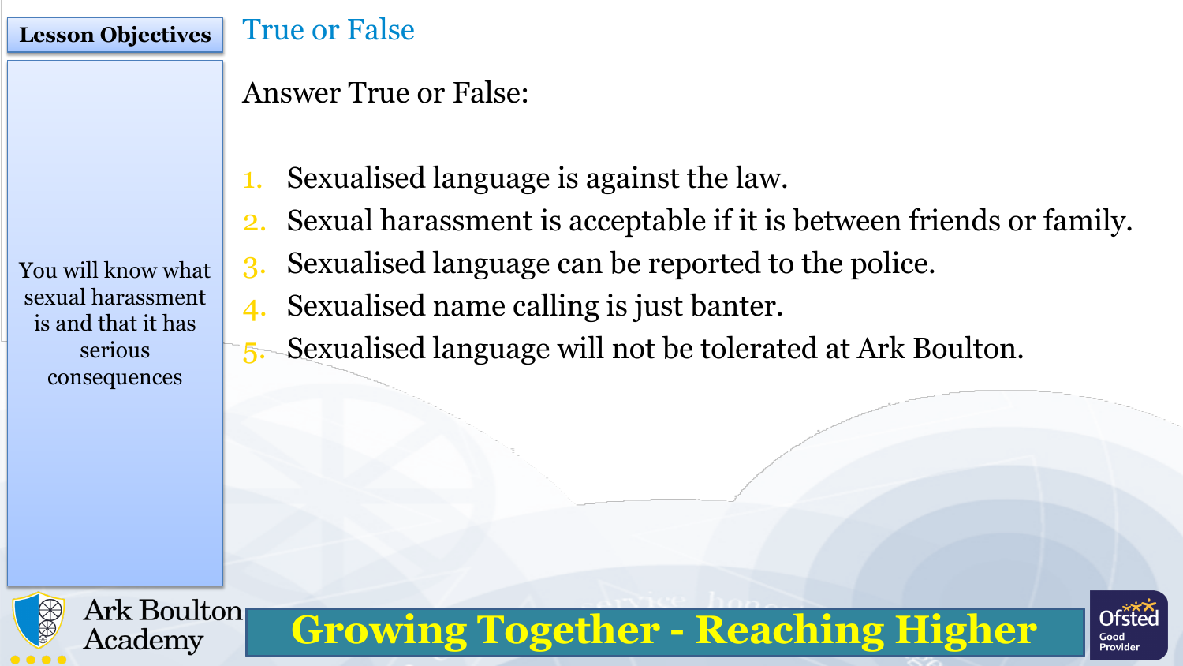**Lesson Objectives**

You will know what sexual harassment is and that it has serious consequences

## True or False

Answer True or False:

1. Sexualised language is against the law.
2. Sexual harassment is acceptable if it is between friends or family.
3. Sexualised language can be reported to the police.
4. Sexualised name calling is just banter.
5. Sexualised language will not be tolerated at Ark Boulton.

Ark Boulton Academy

**Growing Together - Reaching Higher**

Ofsted Good Provider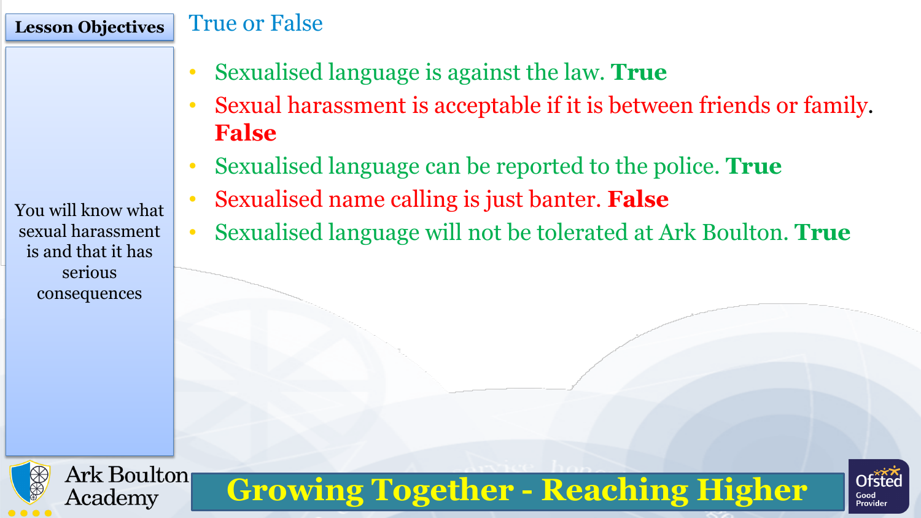## Lesson Objectives

You will know what sexual harassment is and that it has serious consequences

## True or False

- Sexualised language is against the law. **True**
- Sexual harassment is acceptable if it is between friends or family. **False**
- Sexualised language can be reported to the police. **True**
- Sexualised name calling is just banter. **False**
- Sexualised language will not be tolerated at Ark Boulton. **True**

Ark Boulton Academy

**Growing Together - Reaching Higher**

Ofsted Good Provider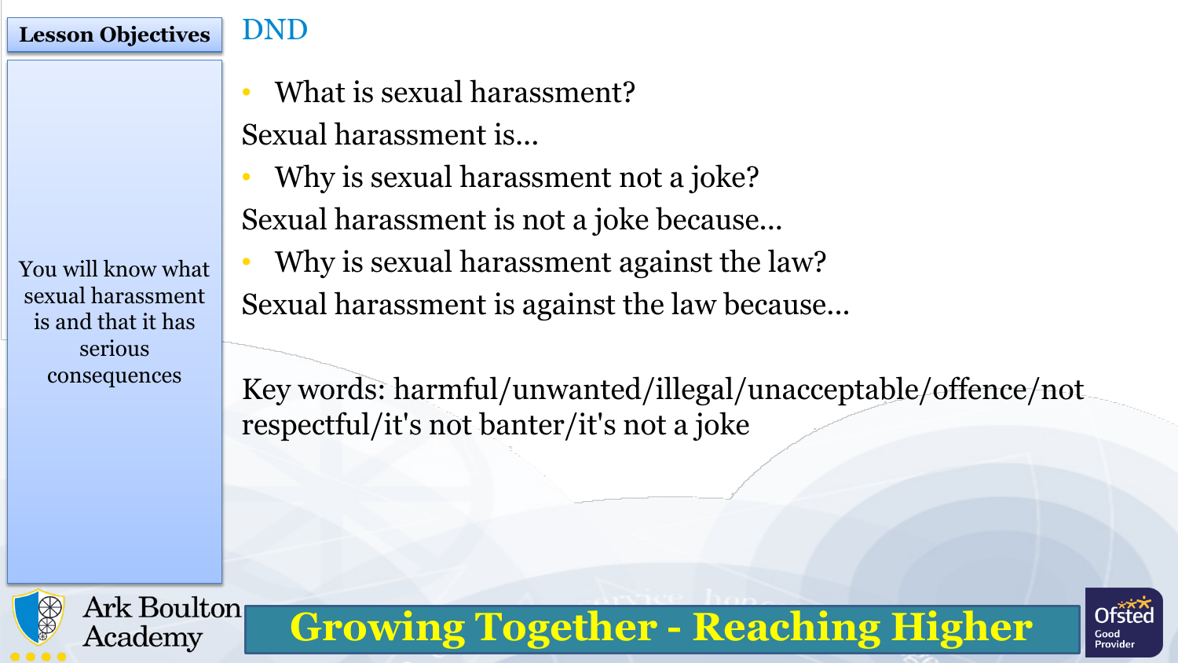## Lesson Objectives

You will know what sexual harassment is and that it has serious consequences

## DND

- What is sexual harassment?

Sexual harassment is…

- Why is sexual harassment not a joke?

Sexual harassment is not a joke because…

- Why is sexual harassment against the law?

Sexual harassment is against the law because…

Key words: harmful/unwanted/illegal/unacceptable/offence/not respectful/it's not banter/it's not a joke

Ark Boulton Academy

**Growing Together - Reaching Higher**

Ofsted Good Provider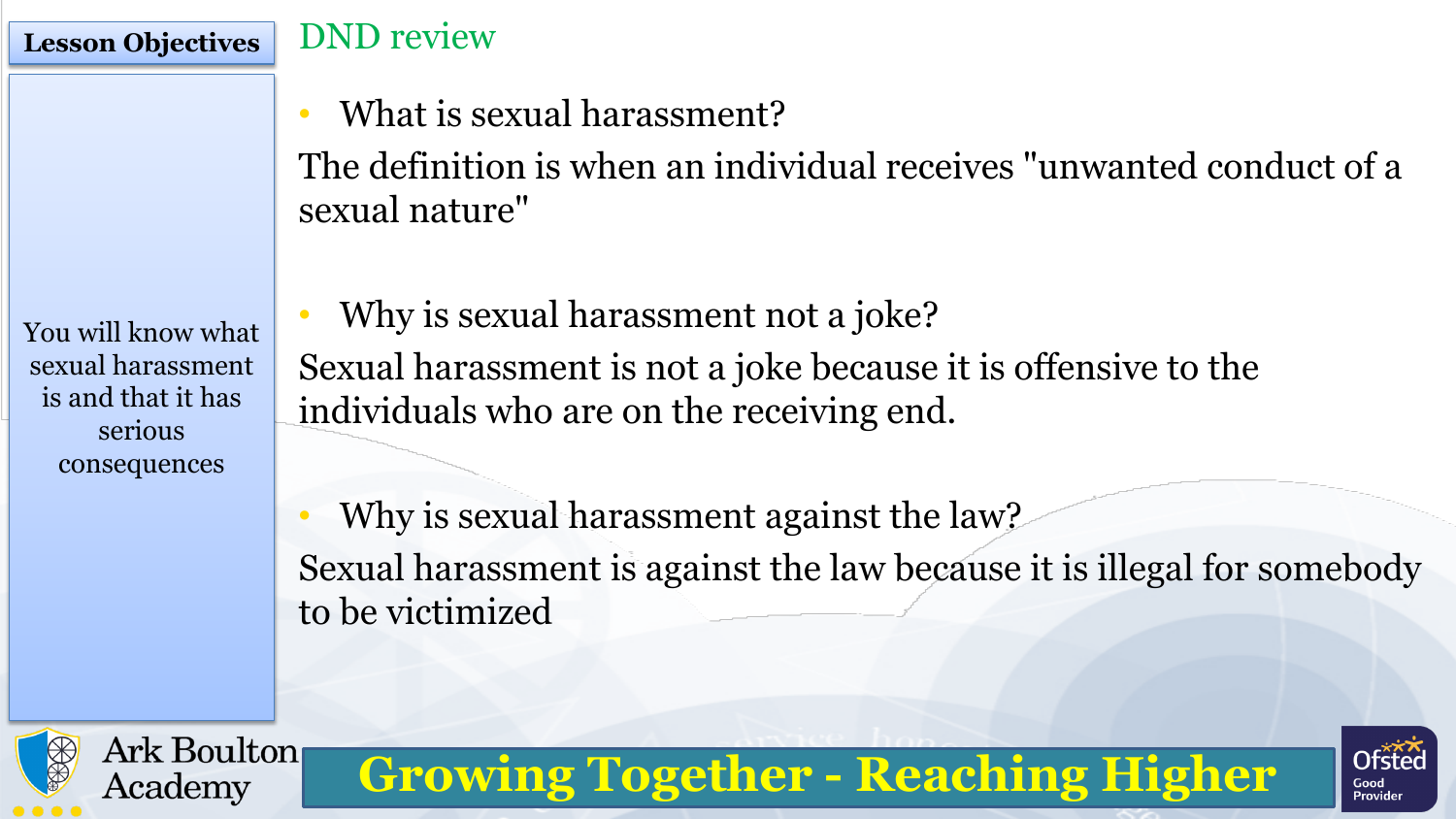**Lesson Objectives**

You will know what sexual harassment is and that it has serious consequences

## DND review

- What is sexual harassment?

The definition is when an individual receives "unwanted conduct of a sexual nature"

- Why is sexual harassment not a joke?

Sexual harassment is not a joke because it is offensive to the individuals who are on the receiving end.

- Why is sexual harassment against the law?

Sexual harassment is against the law because it is illegal for somebody to be victimized

Ark Boulton Academy

**Growing Together - Reaching Higher**

Ofsted Good Provider